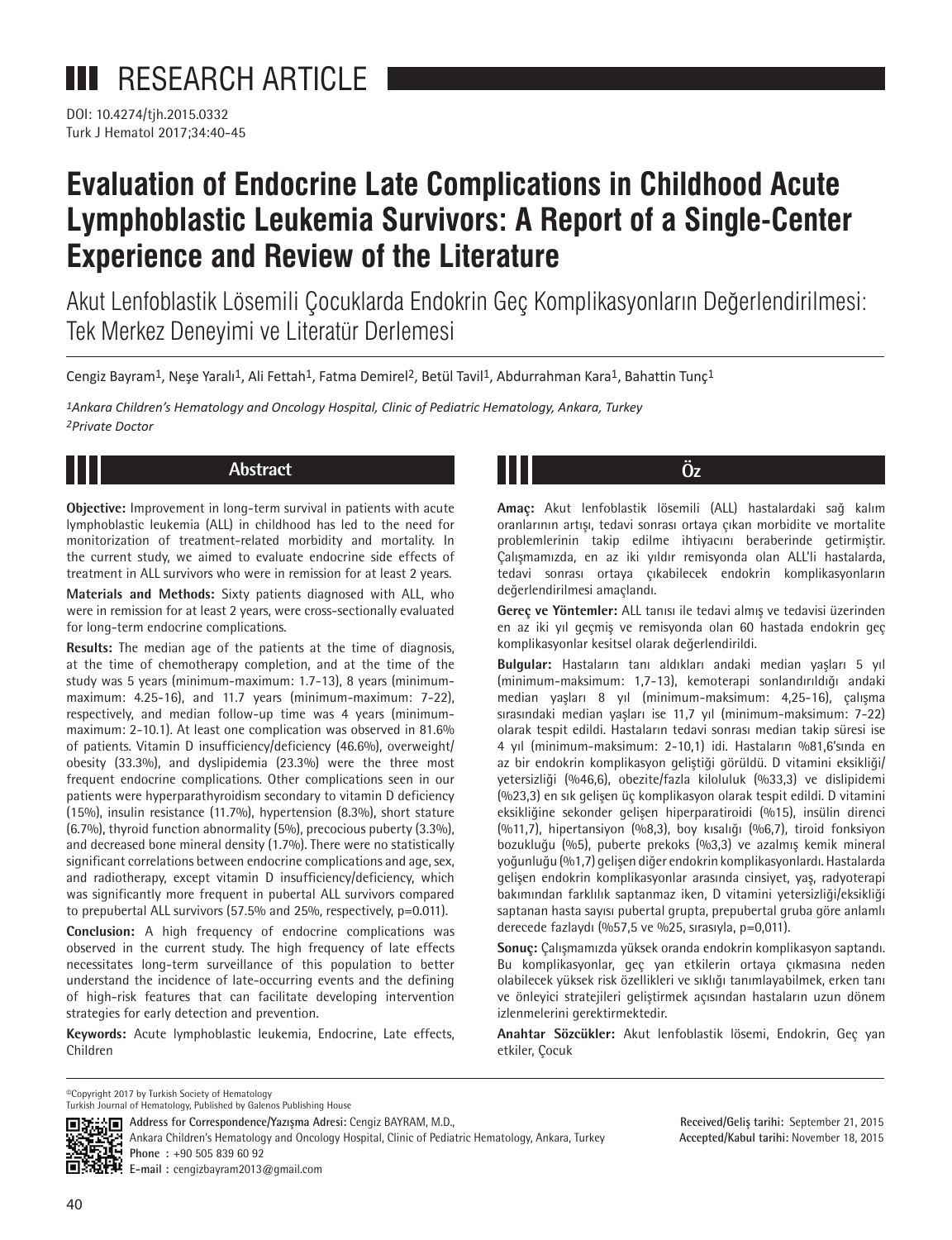# RESEARCH ARTICLE

DOI: 10.4274/tjh.2015.0332

# Evaluation of Endocrine Late Complications in Childhood Acute Lymphoblastic Leukemia Survivors: A Report of a Single-Center Experience and Review of the Literature

## Akut Lenfoblastik Lösemili Çocuklarda Endokrin Geç Komplikasyonların Değerlendirilmesi: Tek Merkez Deneyimi ve Literatür Derlemesi

Cengiz Bayram[1], Neşe Yaralı[1], Ali Fettah[1], Fatma Demirel[2], Betül Tavil[1], Abdurrahman Kara[1], Bahattin Tunç[1]

*[1]Ankara Children's Hematology and Oncology Hospital, Clinic of Pediatric Hematology, Ankara, Turkey*
*[2]Private Doctor*

## Abstract

**Objective:** Improvement in long-term survival in patients with acute lymphoblastic leukemia (ALL) in childhood has led to the need for monitorization of treatment-related morbidity and mortality. In the current study, we aimed to evaluate endocrine side effects of treatment in ALL survivors who were in remission for at least 2 years.

**Materials and Methods:** Sixty patients diagnosed with ALL, who were in remission for at least 2 years, were cross-sectionally evaluated for long-term endocrine complications.

**Results:** The median age of the patients at the time of diagnosis, at the time of chemotherapy completion, and at the time of the study was 5 years (minimum-maximum: 1.7-13), 8 years (minimum-maximum: 4.25-16), and 11.7 years (minimum-maximum: 7-22), respectively, and median follow-up time was 4 years (minimum-maximum: 2-10.1). At least one complication was observed in 81.6% of patients. Vitamin D insufficiency/deficiency (46.6%), overweight/obesity (33.3%), and dyslipidemia (23.3%) were the three most frequent endocrine complications. Other complications seen in our patients were hyperparathyroidism secondary to vitamin D deficiency (15%), insulin resistance (11.7%), hypertension (8.3%), short stature (6.7%), thyroid function abnormality (5%), precocious puberty (3.3%), and decreased bone mineral density (1.7%). There were no statistically significant correlations between endocrine complications and age, sex, and radiotherapy, except vitamin D insufficiency/deficiency, which was significantly more frequent in pubertal ALL survivors compared to prepubertal ALL survivors (57.5% and 25%, respectively, p=0.011).

**Conclusion:** A high frequency of endocrine complications was observed in the current study. The high frequency of late effects necessitates long-term surveillance of this population to better understand the incidence of late-occurring events and the defining of high-risk features that can facilitate developing intervention strategies for early detection and prevention.

**Keywords:** Acute lymphoblastic leukemia, Endocrine, Late effects, Children

## Öz

**Amaç:** Akut lenfoblastik lösemili (ALL) hastalardaki sağ kalım oranlarının artışı, tedavi sonrası ortaya çıkan morbidite ve mortalite problemlerinin takip edilme ihtiyacını beraberinde getirmiştir. Çalışmamızda, en az iki yıldır remisyonda olan ALL'li hastalarda, tedavi sonrası ortaya çıkabilecek endokrin komplikasyonların değerlendirilmesi amaçlandı.

**Gereç ve Yöntemler:** ALL tanısı ile tedavi almış ve tedavisi üzerinden en az iki yıl geçmiş ve remisyonda olan 60 hastada endokrin geç komplikasyonlar kesitsel olarak değerlendirildi.

**Bulgular:** Hastaların tanı aldıkları andaki median yaşları 5 yıl (minimum-maksimum: 1,7-13), kemoterapi sonlandırıldığı andaki median yaşları 8 yıl (minimum-maksimum: 4,25-16), çalışma sırasındaki median yaşları ise 11,7 yıl (minimum-maksimum: 7-22) olarak tespit edildi. Hastaların tedavi sonrası median takip süresi ise 4 yıl (minimum-maksimum: 2-10,1) idi. Hastaların %81,6'sında en az bir endokrin komplikasyon geliştiği görüldü. D vitamini eksikliği/yetersizliği (%46,6), obezite/fazla kiloluluk (%33,3) ve dislipidemi (%23,3) en sık gelişen üç komplikasyon olarak tespit edildi. D vitamini eksikliğine sekonder gelişen hiperparatiroidi (%15), insülin direnci (%11,7), hipertansiyon (%8,3), boy kısalığı (%6,7), tiroid fonksiyon bozukluğu (%5), puberte prekoks (%3,3) ve azalmış kemik mineral yoğunluğu (%1,7) gelişen diğer endokrin komplikasyonlardı. Hastalarda gelişen endokrin komplikasyonlar arasında cinsiyet, yaş, radyoterapi bakımından farklılık saptanmaz iken, D vitamini yetersizliği/eksikliği saptanan hasta sayısı pubertal grupta, prepubertal gruba göre anlamlı derecede fazlaydı (%57,5 ve %25, sırasıyla, p=0,011).

**Sonuç:** Çalışmamızda yüksek oranda endokrin komplikasyon saptandı. Bu komplikasyonlar, geç yan etkilerin ortaya çıkmasına neden olabilecek yüksek risk özellikleri ve sıklığı tanımlayabilmek, erken tanı ve önleyici stratejileri geliştirmek açısından hastaların uzun dönem izlenmelerini gerektirmektedir.

**Anahtar Sözcükler:** Akut lenfoblastik lösemi, Endokrin, Geç yan etkiler, Çocuk

©Copyright 2017 by Turkish Society of Hematology
Turkish Journal of Hematology, Published by Galenos Publishing House

**Address for Correspondence/Yazışma Adresi:** Cengiz BAYRAM, M.D.,
Ankara Children's Hematology and Oncology Hospital, Clinic of Pediatric Hematology, Ankara, Turkey
**Phone :** +90 505 839 60 92
**E-mail :** cengizbayram2013@gmail.com

**Received/Geliş tarihi:** September 21, 2015
**Accepted/Kabul tarihi:** November 18, 2015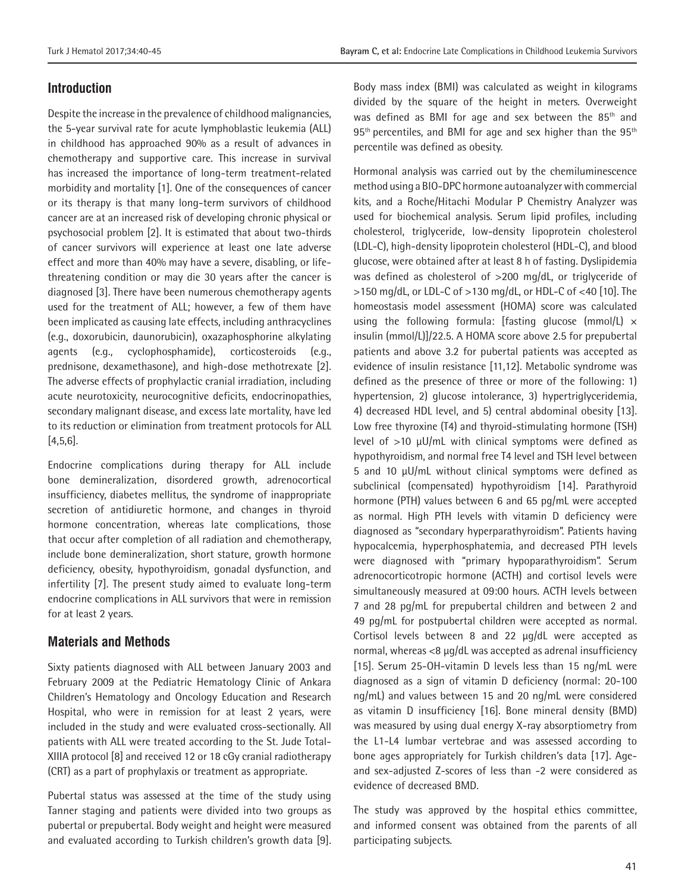## Introduction

Despite the increase in the prevalence of childhood malignancies, the 5-year survival rate for acute lymphoblastic leukemia (ALL) in childhood has approached 90% as a result of advances in chemotherapy and supportive care. This increase in survival has increased the importance of long-term treatment-related morbidity and mortality [1]. One of the consequences of cancer or its therapy is that many long-term survivors of childhood cancer are at an increased risk of developing chronic physical or psychosocial problem [2]. It is estimated that about two-thirds of cancer survivors will experience at least one late adverse effect and more than 40% may have a severe, disabling, or life-threatening condition or may die 30 years after the cancer is diagnosed [3]. There have been numerous chemotherapy agents used for the treatment of ALL; however, a few of them have been implicated as causing late effects, including anthracyclines (e.g., doxorubicin, daunorubicin), oxazaphosphorine alkylating agents (e.g., cyclophosphamide), corticosteroids (e.g., prednisone, dexamethasone), and high-dose methotrexate [2]. The adverse effects of prophylactic cranial irradiation, including acute neurotoxicity, neurocognitive deficits, endocrinopathies, secondary malignant disease, and excess late mortality, have led to its reduction or elimination from treatment protocols for ALL [4,5,6].

Endocrine complications during therapy for ALL include bone demineralization, disordered growth, adrenocortical insufficiency, diabetes mellitus, the syndrome of inappropriate secretion of antidiuretic hormone, and changes in thyroid hormone concentration, whereas late complications, those that occur after completion of all radiation and chemotherapy, include bone demineralization, short stature, growth hormone deficiency, obesity, hypothyroidism, gonadal dysfunction, and infertility [7]. The present study aimed to evaluate long-term endocrine complications in ALL survivors that were in remission for at least 2 years.

## Materials and Methods

Sixty patients diagnosed with ALL between January 2003 and February 2009 at the Pediatric Hematology Clinic of Ankara Children's Hematology and Oncology Education and Research Hospital, who were in remission for at least 2 years, were included in the study and were evaluated cross-sectionally. All patients with ALL were treated according to the St. Jude Total-XIIIA protocol [8] and received 12 or 18 cGy cranial radiotherapy (CRT) as a part of prophylaxis or treatment as appropriate.

Pubertal status was assessed at the time of the study using Tanner staging and patients were divided into two groups as pubertal or prepubertal. Body weight and height were measured and evaluated according to Turkish children's growth data [9]. Body mass index (BMI) was calculated as weight in kilograms divided by the square of the height in meters. Overweight was defined as BMI for age and sex between the $85^{th}$ and $95^{th}$ percentiles, and BMI for age and sex higher than the $95^{th}$ percentile was defined as obesity.

Hormonal analysis was carried out by the chemiluminescence method using a BIO-DPC hormone autoanalyzer with commercial kits, and a Roche/Hitachi Modular P Chemistry Analyzer was used for biochemical analysis. Serum lipid profiles, including cholesterol, triglyceride, low-density lipoprotein cholesterol (LDL-C), high-density lipoprotein cholesterol (HDL-C), and blood glucose, were obtained after at least 8 h of fasting. Dyslipidemia was defined as cholesterol of >200 mg/dL, or triglyceride of >150 mg/dL, or LDL-C of >130 mg/dL, or HDL-C of <40 [10]. The homeostasis model assessment (HOMA) score was calculated using the following formula: [fasting glucose (mmol/L) $\times$ insulin (mmol/L)]/22.5. A HOMA score above 2.5 for prepubertal patients and above 3.2 for pubertal patients was accepted as evidence of insulin resistance [11,12]. Metabolic syndrome was defined as the presence of three or more of the following: 1) hypertension, 2) glucose intolerance, 3) hypertriglyceridemia, 4) decreased HDL level, and 5) central abdominal obesity [13]. Low free thyroxine (T4) and thyroid-stimulating hormone (TSH) level of >10 µU/mL with clinical symptoms were defined as hypothyroidism, and normal free T4 level and TSH level between 5 and 10 µU/mL without clinical symptoms were defined as subclinical (compensated) hypothyroidism [14]. Parathyroid hormone (PTH) values between 6 and 65 pg/mL were accepted as normal. High PTH levels with vitamin D deficiency were diagnosed as "secondary hyperparathyroidism". Patients having hypocalcemia, hyperphosphatemia, and decreased PTH levels were diagnosed with "primary hypoparathyroidism". Serum adrenocorticotropic hormone (ACTH) and cortisol levels were simultaneously measured at 09:00 hours. ACTH levels between 7 and 28 pg/mL for prepubertal children and between 2 and 49 pg/mL for postpubertal children were accepted as normal. Cortisol levels between 8 and 22 µg/dL were accepted as normal, whereas <8 µg/dL was accepted as adrenal insufficiency [15]. Serum 25-OH-vitamin D levels less than 15 ng/mL were diagnosed as a sign of vitamin D deficiency (normal: 20-100 ng/mL) and values between 15 and 20 ng/mL were considered as vitamin D insufficiency [16]. Bone mineral density (BMD) was measured by using dual energy X-ray absorptiometry from the L1-L4 lumbar vertebrae and was assessed according to bone ages appropriately for Turkish children's data [17]. Age- and sex-adjusted Z-scores of less than -2 were considered as evidence of decreased BMD.

The study was approved by the hospital ethics committee, and informed consent was obtained from the parents of all participating subjects.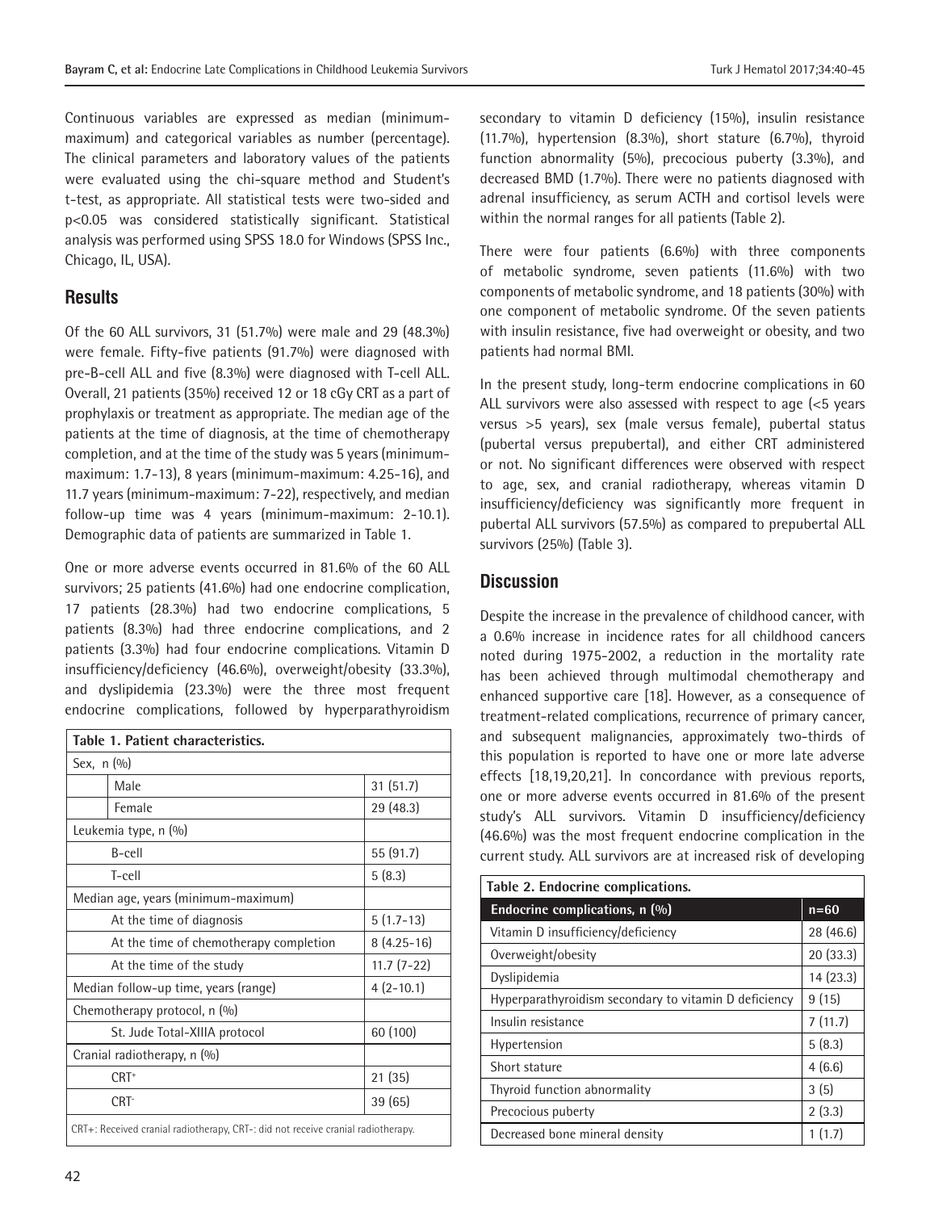Continuous variables are expressed as median (minimum-maximum) and categorical variables as number (percentage). The clinical parameters and laboratory values of the patients were evaluated using the chi-square method and Student's t-test, as appropriate. All statistical tests were two-sided and p<0.05 was considered statistically significant. Statistical analysis was performed using SPSS 18.0 for Windows (SPSS Inc., Chicago, IL, USA).

## Results

Of the 60 ALL survivors, 31 (51.7%) were male and 29 (48.3%) were female. Fifty-five patients (91.7%) were diagnosed with pre-B-cell ALL and five (8.3%) were diagnosed with T-cell ALL. Overall, 21 patients (35%) received 12 or 18 cGy CRT as a part of prophylaxis or treatment as appropriate. The median age of the patients at the time of diagnosis, at the time of chemotherapy completion, and at the time of the study was 5 years (minimum-maximum: 1.7-13), 8 years (minimum-maximum: 4.25-16), and 11.7 years (minimum-maximum: 7-22), respectively, and median follow-up time was 4 years (minimum-maximum: 2-10.1). Demographic data of patients are summarized in Table 1.

One or more adverse events occurred in 81.6% of the 60 ALL survivors; 25 patients (41.6%) had one endocrine complication, 17 patients (28.3%) had two endocrine complications, 5 patients (8.3%) had three endocrine complications, and 2 patients (3.3%) had four endocrine complications. Vitamin D insufficiency/deficiency (46.6%), overweight/obesity (33.3%), and dyslipidemia (23.3%) were the three most frequent endocrine complications, followed by hyperparathyroidism secondary to vitamin D deficiency (15%), insulin resistance (11.7%), hypertension (8.3%), short stature (6.7%), thyroid function abnormality (5%), precocious puberty (3.3%), and decreased BMD (1.7%). There were no patients diagnosed with adrenal insufficiency, as serum ACTH and cortisol levels were within the normal ranges for all patients (Table 2).

**Table 1. Patient characteristics.**

| | |
|---|---|
| Sex, n (%) | |
| Male | 31 (51.7) |
| Female | 29 (48.3) |
| Leukemia type, n (%) | |
| B-cell | 55 (91.7) |
| T-cell | 5 (8.3) |
| Median age, years (minimum-maximum) | |
| At the time of diagnosis | 5 (1.7-13) |
| At the time of chemotherapy completion | 8 (4.25-16) |
| At the time of the study | 11.7 (7-22) |
| Median follow-up time, years (range) | 4 (2-10.1) |
| Chemotherapy protocol, n (%) | |
| St. Jude Total-XIIIA protocol | 60 (100) |
| Cranial radiotherapy, n (%) | |
| CRT+ | 21 (35) |
| CRT- | 39 (65) |

CRT+: Received cranial radiotherapy, CRT-: did not receive cranial radiotherapy.

There were four patients (6.6%) with three components of metabolic syndrome, seven patients (11.6%) with two components of metabolic syndrome, and 18 patients (30%) with one component of metabolic syndrome. Of the seven patients with insulin resistance, five had overweight or obesity, and two patients had normal BMI.

In the present study, long-term endocrine complications in 60 ALL survivors were also assessed with respect to age (<5 years versus >5 years), sex (male versus female), pubertal status (pubertal versus prepubertal), and either CRT administered or not. No significant differences were observed with respect to age, sex, and cranial radiotherapy, whereas vitamin D insufficiency/deficiency was significantly more frequent in pubertal ALL survivors (57.5%) as compared to prepubertal ALL survivors (25%) (Table 3).

## Discussion

Despite the increase in the prevalence of childhood cancer, with a 0.6% increase in incidence rates for all childhood cancers noted during 1975-2002, a reduction in the mortality rate has been achieved through multimodal chemotherapy and enhanced supportive care [18]. However, as a consequence of treatment-related complications, recurrence of primary cancer, and subsequent malignancies, approximately two-thirds of this population is reported to have one or more late adverse effects [18,19,20,21]. In concordance with previous reports, one or more adverse events occurred in 81.6% of the present study's ALL survivors. Vitamin D insufficiency/deficiency (46.6%) was the most frequent endocrine complication in the current study. ALL survivors are at increased risk of developing

**Table 2. Endocrine complications.**

| Endocrine complications, n (%) | n=60 |
|---|---|
| Vitamin D insufficiency/deficiency | 28 (46.6) |
| Overweight/obesity | 20 (33.3) |
| Dyslipidemia | 14 (23.3) |
| Hyperparathyroidism secondary to vitamin D deficiency | 9 (15) |
| Insulin resistance | 7 (11.7) |
| Hypertension | 5 (8.3) |
| Short stature | 4 (6.6) |
| Thyroid function abnormality | 3 (5) |
| Precocious puberty | 2 (3.3) |
| Decreased bone mineral density | 1 (1.7) |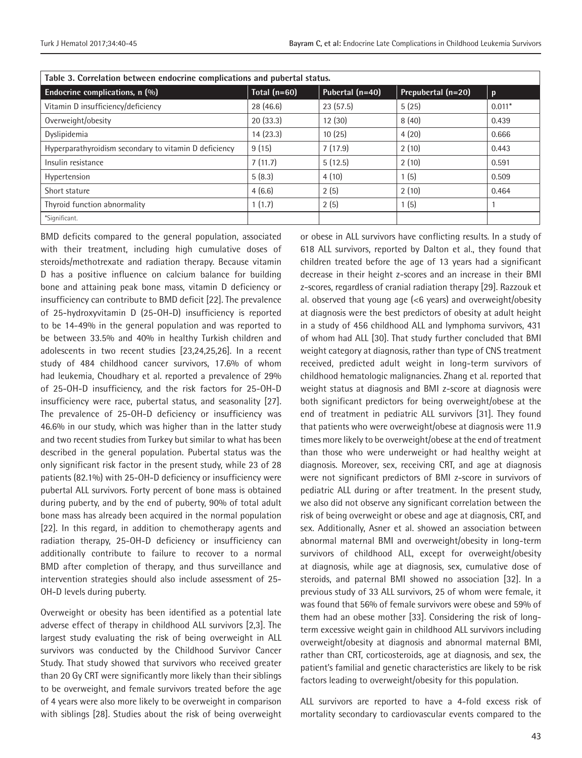**Table 3. Correlation between endocrine complications and pubertal status.**

| Endocrine complications, n (%) | Total (n=60) | Pubertal (n=40) | Prepubertal (n=20) | p |
|---|---|---|---|---|
| Vitamin D insufficiency/deficiency | 28 (46.6) | 23 (57.5) | 5 (25) | 0.011* |
| Overweight/obesity | 20 (33.3) | 12 (30) | 8 (40) | 0.439 |
| Dyslipidemia | 14 (23.3) | 10 (25) | 4 (20) | 0.666 |
| Hyperparathyroidism secondary to vitamin D deficiency | 9 (15) | 7 (17.9) | 2 (10) | 0.443 |
| Insulin resistance | 7 (11.7) | 5 (12.5) | 2 (10) | 0.591 |
| Hypertension | 5 (8.3) | 4 (10) | 1 (5) | 0.509 |
| Short stature | 4 (6.6) | 2 (5) | 2 (10) | 0.464 |
| Thyroid function abnormality | 1 (1.7) | 2 (5) | 1 (5) | 1 |

*Significant.

BMD deficits compared to the general population, associated with their treatment, including high cumulative doses of steroids/methotrexate and radiation therapy. Because vitamin D has a positive influence on calcium balance for building bone and attaining peak bone mass, vitamin D deficiency or insufficiency can contribute to BMD deficit [22]. The prevalence of 25-hydroxyvitamin D (25-OH-D) insufficiency is reported to be 14-49% in the general population and was reported to be between 33.5% and 40% in healthy Turkish children and adolescents in two recent studies [23,24,25,26]. In a recent study of 484 childhood cancer survivors, 17.6% of whom had leukemia, Choudhary et al. reported a prevalence of 29% of 25-OH-D insufficiency, and the risk factors for 25-OH-D insufficiency were race, pubertal status, and seasonality [27]. The prevalence of 25-OH-D deficiency or insufficiency was 46.6% in our study, which was higher than in the latter study and two recent studies from Turkey but similar to what has been described in the general population. Pubertal status was the only significant risk factor in the present study, while 23 of 28 patients (82.1%) with 25-OH-D deficiency or insufficiency were pubertal ALL survivors. Forty percent of bone mass is obtained during puberty, and by the end of puberty, 90% of total adult bone mass has already been acquired in the normal population [22]. In this regard, in addition to chemotherapy agents and radiation therapy, 25-OH-D deficiency or insufficiency can additionally contribute to failure to recover to a normal BMD after completion of therapy, and thus surveillance and intervention strategies should also include assessment of 25-OH-D levels during puberty.

Overweight or obesity has been identified as a potential late adverse effect of therapy in childhood ALL survivors [2,3]. The largest study evaluating the risk of being overweight in ALL survivors was conducted by the Childhood Survivor Cancer Study. That study showed that survivors who received greater than 20 Gy CRT were significantly more likely than their siblings to be overweight, and female survivors treated before the age of 4 years were also more likely to be overweight in comparison with siblings [28]. Studies about the risk of being overweight or obese in ALL survivors have conflicting results. In a study of 618 ALL survivors, reported by Dalton et al., they found that children treated before the age of 13 years had a significant decrease in their height z-scores and an increase in their BMI z-scores, regardless of cranial radiation therapy [29]. Razzouk et al. observed that young age (<6 years) and overweight/obesity at diagnosis were the best predictors of obesity at adult height in a study of 456 childhood ALL and lymphoma survivors, 431 of whom had ALL [30]. That study further concluded that BMI weight category at diagnosis, rather than type of CNS treatment received, predicted adult weight in long-term survivors of childhood hematologic malignancies. Zhang et al. reported that weight status at diagnosis and BMI z-score at diagnosis were both significant predictors for being overweight/obese at the end of treatment in pediatric ALL survivors [31]. They found that patients who were overweight/obese at diagnosis were 11.9 times more likely to be overweight/obese at the end of treatment than those who were underweight or had healthy weight at diagnosis. Moreover, sex, receiving CRT, and age at diagnosis were not significant predictors of BMI z-score in survivors of pediatric ALL during or after treatment. In the present study, we also did not observe any significant correlation between the risk of being overweight or obese and age at diagnosis, CRT, and sex. Additionally, Asner et al. showed an association between abnormal maternal BMI and overweight/obesity in long-term survivors of childhood ALL, except for overweight/obesity at diagnosis, while age at diagnosis, sex, cumulative dose of steroids, and paternal BMI showed no association [32]. In a previous study of 33 ALL survivors, 25 of whom were female, it was found that 56% of female survivors were obese and 59% of them had an obese mother [33]. Considering the risk of long-term excessive weight gain in childhood ALL survivors including overweight/obesity at diagnosis and abnormal maternal BMI, rather than CRT, corticosteroids, age at diagnosis, and sex, the patient's familial and genetic characteristics are likely to be risk factors leading to overweight/obesity for this population.

ALL survivors are reported to have a 4-fold excess risk of mortality secondary to cardiovascular events compared to the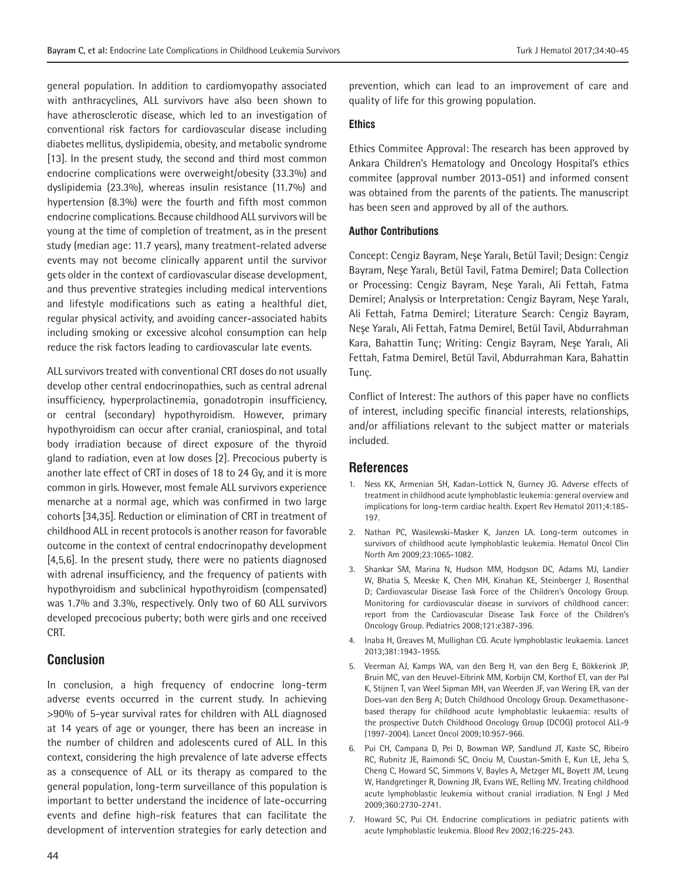general population. In addition to cardiomyopathy associated with anthracyclines, ALL survivors have also been shown to have atherosclerotic disease, which led to an investigation of conventional risk factors for cardiovascular disease including diabetes mellitus, dyslipidemia, obesity, and metabolic syndrome [13]. In the present study, the second and third most common endocrine complications were overweight/obesity (33.3%) and dyslipidemia (23.3%), whereas insulin resistance (11.7%) and hypertension (8.3%) were the fourth and fifth most common endocrine complications. Because childhood ALL survivors will be young at the time of completion of treatment, as in the present study (median age: 11.7 years), many treatment-related adverse events may not become clinically apparent until the survivor gets older in the context of cardiovascular disease development, and thus preventive strategies including medical interventions and lifestyle modifications such as eating a healthful diet, regular physical activity, and avoiding cancer-associated habits including smoking or excessive alcohol consumption can help reduce the risk factors leading to cardiovascular late events.

ALL survivors treated with conventional CRT doses do not usually develop other central endocrinopathies, such as central adrenal insufficiency, hyperprolactinemia, gonadotropin insufficiency, or central (secondary) hypothyroidism. However, primary hypothyroidism can occur after cranial, craniospinal, and total body irradiation because of direct exposure of the thyroid gland to radiation, even at low doses [2]. Precocious puberty is another late effect of CRT in doses of 18 to 24 Gy, and it is more common in girls. However, most female ALL survivors experience menarche at a normal age, which was confirmed in two large cohorts [34,35]. Reduction or elimination of CRT in treatment of childhood ALL in recent protocols is another reason for favorable outcome in the context of central endocrinopathy development [4,5,6]. In the present study, there were no patients diagnosed with adrenal insufficiency, and the frequency of patients with hypothyroidism and subclinical hypothyroidism (compensated) was 1.7% and 3.3%, respectively. Only two of 60 ALL survivors developed precocious puberty; both were girls and one received CRT.

## Conclusion

In conclusion, a high frequency of endocrine long-term adverse events occurred in the current study. In achieving >90% of 5-year survival rates for children with ALL diagnosed at 14 years of age or younger, there has been an increase in the number of children and adolescents cured of ALL. In this context, considering the high prevalence of late adverse effects as a consequence of ALL or its therapy as compared to the general population, long-term surveillance of this population is important to better understand the incidence of late-occurring events and define high-risk features that can facilitate the development of intervention strategies for early detection and prevention, which can lead to an improvement of care and quality of life for this growing population.

### Ethics

Ethics Commitee Approval: The research has been approved by Ankara Children's Hematology and Oncology Hospital's ethics commitee (approval number 2013-051) and informed consent was obtained from the parents of the patients. The manuscript has been seen and approved by all of the authors.

### Author Contributions

Concept: Cengiz Bayram, Neşe Yaralı, Betül Tavil; Design: Cengiz Bayram, Neşe Yaralı, Betül Tavil, Fatma Demirel; Data Collection or Processing: Cengiz Bayram, Neşe Yaralı, Ali Fettah, Fatma Demirel; Analysis or Interpretation: Cengiz Bayram, Neşe Yaralı, Ali Fettah, Fatma Demirel; Literature Search: Cengiz Bayram, Neşe Yaralı, Ali Fettah, Fatma Demirel, Betül Tavil, Abdurrahman Kara, Bahattin Tunç; Writing: Cengiz Bayram, Neşe Yaralı, Ali Fettah, Fatma Demirel, Betül Tavil, Abdurrahman Kara, Bahattin Tunç.

Conflict of Interest: The authors of this paper have no conflicts of interest, including specific financial interests, relationships, and/or affiliations relevant to the subject matter or materials included.

## References

1. Ness KK, Armenian SH, Kadan-Lottick N, Gurney JG. Adverse effects of treatment in childhood acute lymphoblastic leukemia: general overview and implications for long-term cardiac health. Expert Rev Hematol 2011;4:185-197.
2. Nathan PC, Wasilewski-Masker K, Janzen LA. Long-term outcomes in survivors of childhood acute lymphoblastic leukemia. Hematol Oncol Clin North Am 2009;23:1065-1082.
3. Shankar SM, Marina N, Hudson MM, Hodgson DC, Adams MJ, Landier W, Bhatia S, Meeske K, Chen MH, Kinahan KE, Steinberger J, Rosenthal D; Cardiovascular Disease Task Force of the Children's Oncology Group. Monitoring for cardiovascular disease in survivors of childhood cancer: report from the Cardiovascular Disease Task Force of the Children's Oncology Group. Pediatrics 2008;121:e387-396.
4. Inaba H, Greaves M, Mullighan CG. Acute lymphoblastic leukaemia. Lancet 2013;381:1943-1955.
5. Veerman AJ, Kamps WA, van den Berg H, van den Berg E, Bökkerink JP, Bruin MC, van den Heuvel-Eibrink MM, Korbijn CM, Korthof ET, van der Pal K, Stijnen T, van Weel Sipman MH, van Weerden JF, van Wering ER, van der Does-van den Berg A; Dutch Childhood Oncology Group. Dexamethasone-based therapy for childhood acute lymphoblastic leukaemia: results of the prospective Dutch Childhood Oncology Group (DCOG) protocol ALL-9 (1997-2004). Lancet Oncol 2009;10:957-966.
6. Pui CH, Campana D, Pei D, Bowman WP, Sandlund JT, Kaste SC, Ribeiro RC, Rubnitz JE, Raimondi SC, Onciu M, Coustan-Smith E, Kun LE, Jeha S, Cheng C, Howard SC, Simmons V, Bayles A, Metzger ML, Boyett JM, Leung W, Handgretinger R, Downing JR, Evans WE, Relling MV. Treating childhood acute lymphoblastic leukemia without cranial irradiation. N Engl J Med 2009;360:2730-2741.
7. Howard SC, Pui CH. Endocrine complications in pediatric patients with acute lymphoblastic leukemia. Blood Rev 2002;16:225-243.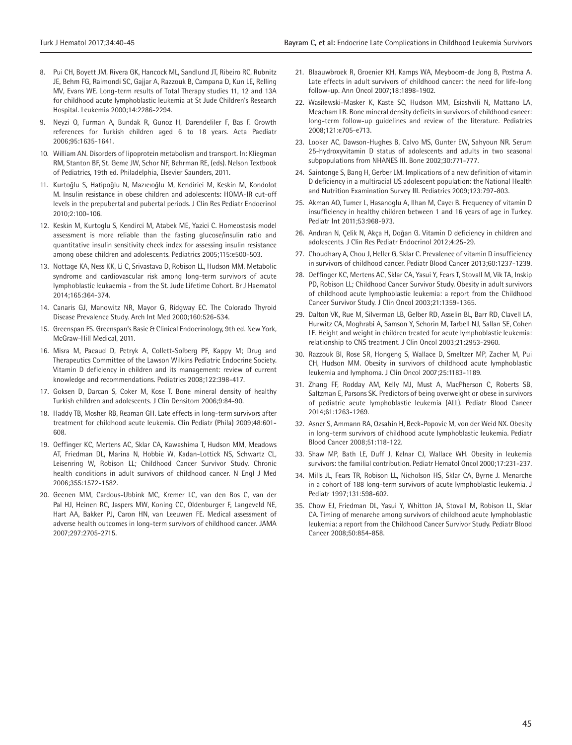8. Pui CH, Boyett JM, Rivera GK, Hancock ML, Sandlund JT, Ribeiro RC, Rubnitz JE, Behm FG, Raimondi SC, Gajjar A, Razzouk B, Campana D, Kun LE, Relling MV, Evans WE. Long-term results of Total Therapy studies 11, 12 and 13A for childhood acute lymphoblastic leukemia at St Jude Children's Research Hospital. Leukemia 2000;14:2286-2294.

9. Neyzi O, Furman A, Bundak R, Gunoz H, Darendeliler F, Bas F. Growth references for Turkish children aged 6 to 18 years. Acta Paediatr 2006;95:1635-1641.

10. William AN. Disorders of lipoprotein metabolism and transport. In: Kliegman RM, Stanton BF, St. Geme JW, Schor NF, Behrman RE, (eds). Nelson Textbook of Pediatrics, 19th ed. Philadelphia, Elsevier Saunders, 2011.

11. Kurtoğlu S, Hatipoğlu N, Mazıcıoğlu M, Kendirici M, Keskin M, Kondolot M. Insulin resistance in obese children and adolescents: HOMA-IR cut-off levels in the prepubertal and pubertal periods. J Clin Res Pediatr Endocrinol 2010;2:100-106.

12. Keskin M, Kurtoglu S, Kendirci M, Atabek ME, Yazici C. Homeostasis model assessment is more reliable than the fasting glucose/insulin ratio and quantitative insulin sensitivity check index for assessing insulin resistance among obese children and adolescents. Pediatrics 2005;115:e500-503.

13. Nottage KA, Ness KK, Li C, Srivastava D, Robison LL, Hudson MM. Metabolic syndrome and cardiovascular risk among long-term survivors of acute lymphoblastic leukaemia - from the St. Jude Lifetime Cohort. Br J Haematol 2014;165:364-374.

14. Canaris GJ, Manowitz NR, Mayor G, Ridgway EC. The Colorado Thyroid Disease Prevalence Study. Arch Int Med 2000;160:526-534.

15. Greenspan FS. Greenspan's Basic & Clinical Endocrinology, 9th ed. New York, McGraw-Hill Medical, 2011.

16. Misra M, Pacaud D, Petryk A, Collett-Solberg PF, Kappy M; Drug and Therapeutics Committee of the Lawson Wilkins Pediatric Endocrine Society. Vitamin D deficiency in children and its management: review of current knowledge and recommendations. Pediatrics 2008;122:398-417.

17. Goksen D, Darcan S, Coker M, Kose T. Bone mineral density of healthy Turkish children and adolescents. J Clin Densitom 2006;9:84-90.

18. Haddy TB, Mosher RB, Reaman GH. Late effects in long-term survivors after treatment for childhood acute leukemia. Clin Pediatr (Phila) 2009;48:601-608.

19. Oeffinger KC, Mertens AC, Sklar CA, Kawashima T, Hudson MM, Meadows AT, Friedman DL, Marina N, Hobbie W, Kadan-Lottick NS, Schwartz CL, Leisenring W, Robison LL; Childhood Cancer Survivor Study. Chronic health conditions in adult survivors of childhood cancer. N Engl J Med 2006;355:1572-1582.

20. Geenen MM, Cardous-Ubbink MC, Kremer LC, van den Bos C, van der Pal HJ, Heinen RC, Jaspers MW, Koning CC, Oldenburger F, Langeveld NE, Hart AA, Bakker PJ, Caron HN, van Leeuwen FE. Medical assessment of adverse health outcomes in long-term survivors of childhood cancer. JAMA 2007;297:2705-2715.

21. Blaauwbroek R, Groenier KH, Kamps WA, Meyboom-de Jong B, Postma A. Late effects in adult survivors of childhood cancer: the need for life-long follow-up. Ann Oncol 2007;18:1898-1902.

22. Wasilewski-Masker K, Kaste SC, Hudson MM, Esiashvili N, Mattano LA, Meacham LR. Bone mineral density deficits in survivors of childhood cancer: long-term follow-up guidelines and review of the literature. Pediatrics 2008;121:e705-e713.

23. Looker AC, Dawson-Hughes B, Calvo MS, Gunter EW, Sahyoun NR. Serum 25-hydroxyvitamin D status of adolescents and adults in two seasonal subpopulations from NHANES III. Bone 2002;30:771-777.

24. Saintonge S, Bang H, Gerber LM. Implications of a new definition of vitamin D deficiency in a multiracial US adolescent population: the National Health and Nutrition Examination Survey III. Pediatrics 2009;123:797-803.

25. Akman AO, Tumer L, Hasanoglu A, Ilhan M, Caycı B. Frequency of vitamin D insufficiency in healthy children between 1 and 16 years of age in Turkey. Pediatr Int 2011;53:968-973.

26. Andıran N, Çelik N, Akça H, Doğan G. Vitamin D deficiency in children and adolescents. J Clin Res Pediatr Endocrinol 2012;4:25-29.

27. Choudhary A, Chou J, Heller G, Sklar C. Prevalence of vitamin D insufficiency in survivors of childhood cancer. Pediatr Blood Cancer 2013;60:1237-1239.

28. Oeffinger KC, Mertens AC, Sklar CA, Yasui Y, Fears T, Stovall M, Vik TA, Inskip PD, Robison LL; Childhood Cancer Survivor Study. Obesity in adult survivors of childhood acute lymphoblastic leukemia: a report from the Childhood Cancer Survivor Study. J Clin Oncol 2003;21:1359-1365.

29. Dalton VK, Rue M, Silverman LB, Gelber RD, Asselin BL, Barr RD, Clavell LA, Hurwitz CA, Moghrabi A, Samson Y, Schorin M, Tarbell NJ, Sallan SE, Cohen LE. Height and weight in children treated for acute lymphoblastic leukemia: relationship to CNS treatment. J Clin Oncol 2003;21:2953-2960.

30. Razzouk BI, Rose SR, Hongeng S, Wallace D, Smeltzer MP, Zacher M, Pui CH, Hudson MM. Obesity in survivors of childhood acute lymphoblastic leukemia and lymphoma. J Clin Oncol 2007;25:1183-1189.

31. Zhang FF, Rodday AM, Kelly MJ, Must A, MacPherson C, Roberts SB, Saltzman E, Parsons SK. Predictors of being overweight or obese in survivors of pediatric acute lymphoblastic leukemia (ALL). Pediatr Blood Cancer 2014;61:1263-1269.

32. Asner S, Ammann RA, Ozsahin H, Beck-Popovic M, von der Weid NX. Obesity in long-term survivors of childhood acute lymphoblastic leukemia. Pediatr Blood Cancer 2008;51:118-122.

33. Shaw MP, Bath LE, Duff J, Kelnar CJ, Wallace WH. Obesity in leukemia survivors: the familial contribution. Pediatr Hematol Oncol 2000;17:231-237.

34. Mills JL, Fears TR, Robison LL, Nicholson HS, Sklar CA, Byrne J. Menarche in a cohort of 188 long-term survivors of acute lymphoblastic leukemia. J Pediatr 1997;131:598-602.

35. Chow EJ, Friedman DL, Yasui Y, Whitton JA, Stovall M, Robison LL, Sklar CA. Timing of menarche among survivors of childhood acute lymphoblastic leukemia: a report from the Childhood Cancer Survivor Study. Pediatr Blood Cancer 2008;50:854-858.